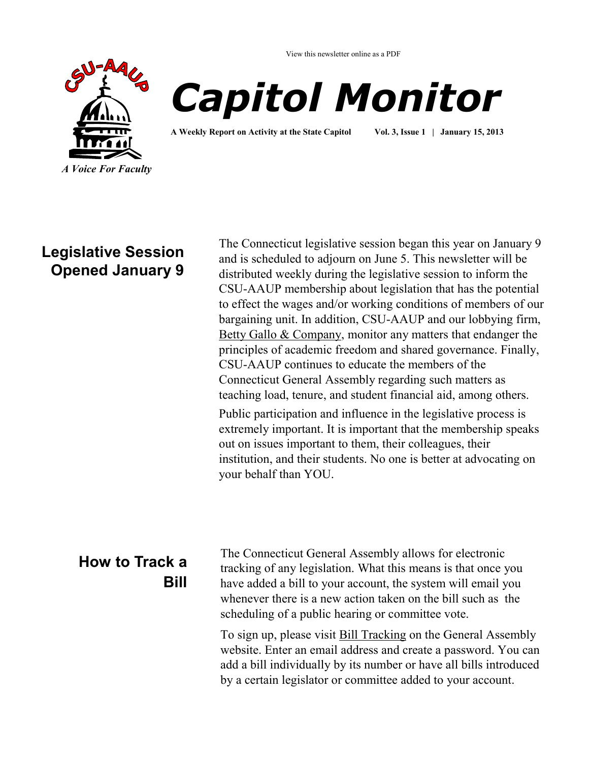View this newsletter online as a PDF

CSU-AAUP

*A Voice For Faculty*

# Capitol Monitor

**A Weekly Report on Activity at the State Capitol** **Vol. 3, Issue 1 | January 15, 2013**

## Legislative Session Opened January 9

The Connecticut legislative session began this year on January 9 and is scheduled to adjourn on June 5. This newsletter will be distributed weekly during the legislative session to inform the CSU-AAUP membership about legislation that has the potential to effect the wages and/or working conditions of members of our bargaining unit. In addition, CSU-AAUP and our lobbying firm, Betty Gallo & Company, monitor any matters that endanger the principles of academic freedom and shared governance. Finally, CSU-AAUP continues to educate the members of the Connecticut General Assembly regarding such matters as teaching load, tenure, and student financial aid, among others.

Public participation and influence in the legislative process is extremely important. It is important that the membership speaks out on issues important to them, their colleagues, their institution, and their students. No one is better at advocating on your behalf than YOU.

## How to Track a Bill

The Connecticut General Assembly allows for electronic tracking of any legislation. What this means is that once you have added a bill to your account, the system will email you whenever there is a new action taken on the bill such as the scheduling of a public hearing or committee vote.

To sign up, please visit Bill Tracking on the General Assembly website. Enter an email address and create a password. You can add a bill individually by its number or have all bills introduced by a certain legislator or committee added to your account.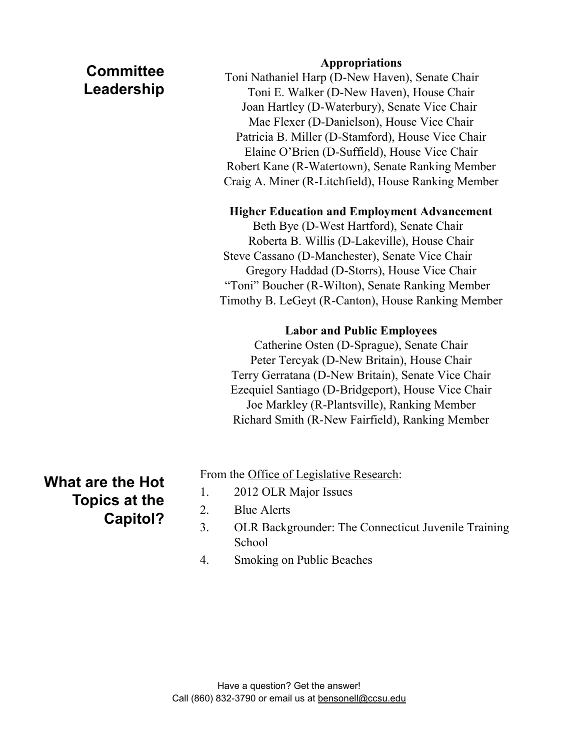## Committee Leadership

**Appropriations**

Toni Nathaniel Harp (D-New Haven), Senate Chair
Toni E. Walker (D-New Haven), House Chair
Joan Hartley (D-Waterbury), Senate Vice Chair
Mae Flexer (D-Danielson), House Vice Chair
Patricia B. Miller (D-Stamford), House Vice Chair
Elaine O'Brien (D-Suffield), House Vice Chair
Robert Kane (R-Watertown), Senate Ranking Member
Craig A. Miner (R-Litchfield), House Ranking Member

**Higher Education and Employment Advancement**

Beth Bye (D-West Hartford), Senate Chair
Roberta B. Willis (D-Lakeville), House Chair
Steve Cassano (D-Manchester), Senate Vice Chair
Gregory Haddad (D-Storrs), House Vice Chair
"Toni" Boucher (R-Wilton), Senate Ranking Member
Timothy B. LeGeyt (R-Canton), House Ranking Member

**Labor and Public Employees**

Catherine Osten (D-Sprague), Senate Chair
Peter Tercyak (D-New Britain), House Chair
Terry Gerratana (D-New Britain), Senate Vice Chair
Ezequiel Santiago (D-Bridgeport), House Vice Chair
Joe Markley (R-Plantsville), Ranking Member
Richard Smith (R-New Fairfield), Ranking Member

## What are the Hot Topics at the Capitol?

From the Office of Legislative Research:

1. 2012 OLR Major Issues
2. Blue Alerts
3. OLR Backgrounder: The Connecticut Juvenile Training School
4. Smoking on Public Beaches

Have a question? Get the answer!
Call (860) 832-3790 or email us at bensonell@ccsu.edu